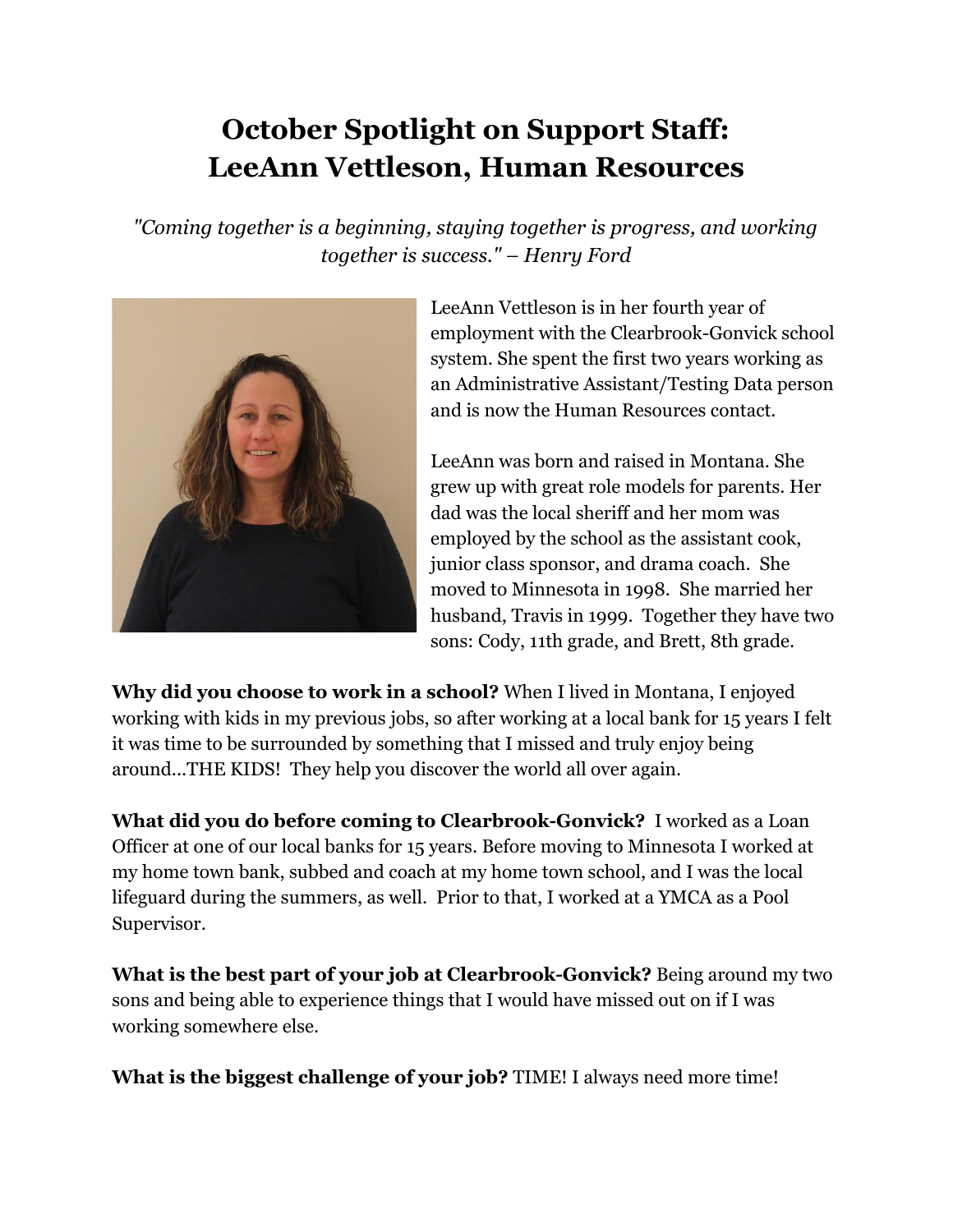# October Spotlight on Support Staff: LeeAnn Vettleson, Human Resources

*"Coming together is a beginning, staying together is progress, and working together is success." – Henry Ford*

LeeAnn Vettleson is in her fourth year of employment with the Clearbrook-Gonvick school system. She spent the first two years working as an Administrative Assistant/Testing Data person and is now the Human Resources contact.

LeeAnn was born and raised in Montana. She grew up with great role models for parents. Her dad was the local sheriff and her mom was employed by the school as the assistant cook, junior class sponsor, and drama coach. She moved to Minnesota in 1998. She married her husband, Travis in 1999. Together they have two sons: Cody, 11th grade, and Brett, 8th grade.

**Why did you choose to work in a school?** When I lived in Montana, I enjoyed working with kids in my previous jobs, so after working at a local bank for 15 years I felt it was time to be surrounded by something that I missed and truly enjoy being around…THE KIDS! They help you discover the world all over again.

**What did you do before coming to Clearbrook-Gonvick?** I worked as a Loan Officer at one of our local banks for 15 years. Before moving to Minnesota I worked at my home town bank, subbed and coach at my home town school, and I was the local lifeguard during the summers, as well. Prior to that, I worked at a YMCA as a Pool Supervisor.

**What is the best part of your job at Clearbrook-Gonvick?** Being around my two sons and being able to experience things that I would have missed out on if I was working somewhere else.

**What is the biggest challenge of your job?** TIME! I always need more time!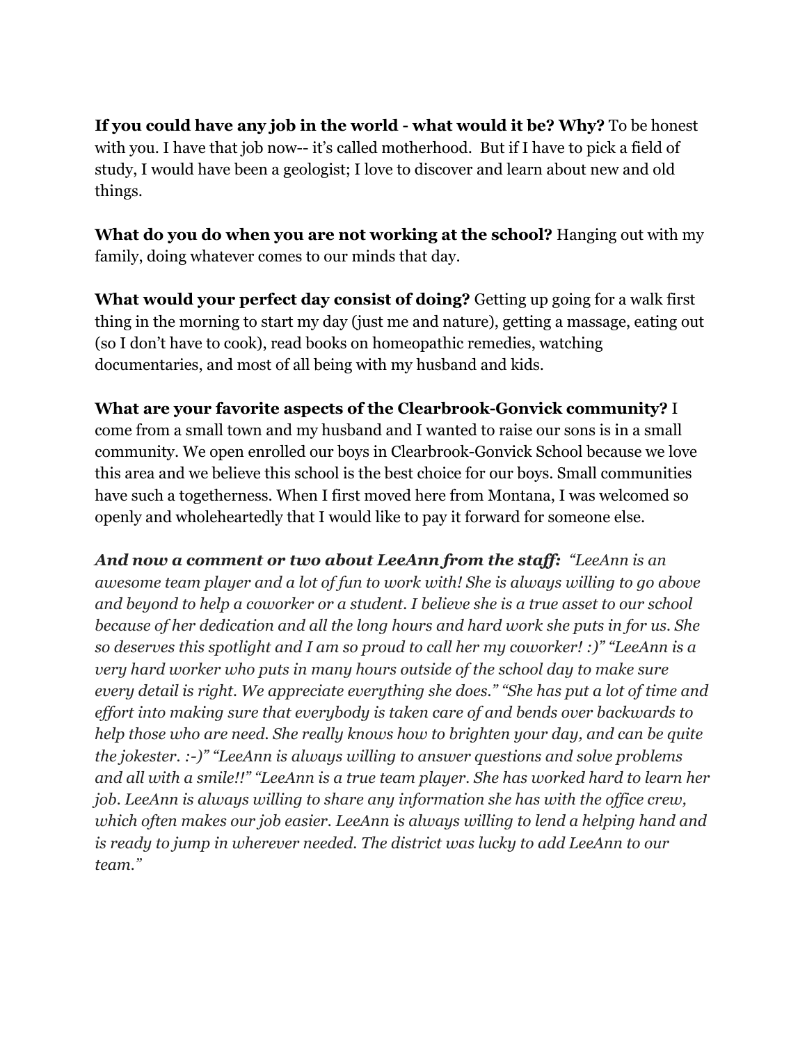**If you could have any job in the world - what would it be? Why?** To be honest with you. I have that job now-- it's called motherhood. But if I have to pick a field of study, I would have been a geologist; I love to discover and learn about new and old things.

**What do you do when you are not working at the school?** Hanging out with my family, doing whatever comes to our minds that day.

**What would your perfect day consist of doing?** Getting up going for a walk first thing in the morning to start my day (just me and nature), getting a massage, eating out (so I don't have to cook), read books on homeopathic remedies, watching documentaries, and most of all being with my husband and kids.

**What are your favorite aspects of the Clearbrook-Gonvick community?** I come from a small town and my husband and I wanted to raise our sons is in a small community. We open enrolled our boys in Clearbrook-Gonvick School because we love this area and we believe this school is the best choice for our boys. Small communities have such a togetherness. When I first moved here from Montana, I was welcomed so openly and wholeheartedly that I would like to pay it forward for someone else.

***And now a comment or two about LeeAnn from the staff:*** *"LeeAnn is an awesome team player and a lot of fun to work with! She is always willing to go above and beyond to help a coworker or a student. I believe she is a true asset to our school because of her dedication and all the long hours and hard work she puts in for us. She so deserves this spotlight and I am so proud to call her my coworker! :)" "LeeAnn is a very hard worker who puts in many hours outside of the school day to make sure every detail is right. We appreciate everything she does." "She has put a lot of time and effort into making sure that everybody is taken care of and bends over backwards to help those who are need. She really knows how to brighten your day, and can be quite the jokester. :-)" "LeeAnn is always willing to answer questions and solve problems and all with a smile!!" "LeeAnn is a true team player. She has worked hard to learn her job. LeeAnn is always willing to share any information she has with the office crew, which often makes our job easier. LeeAnn is always willing to lend a helping hand and is ready to jump in wherever needed. The district was lucky to add LeeAnn to our team."*